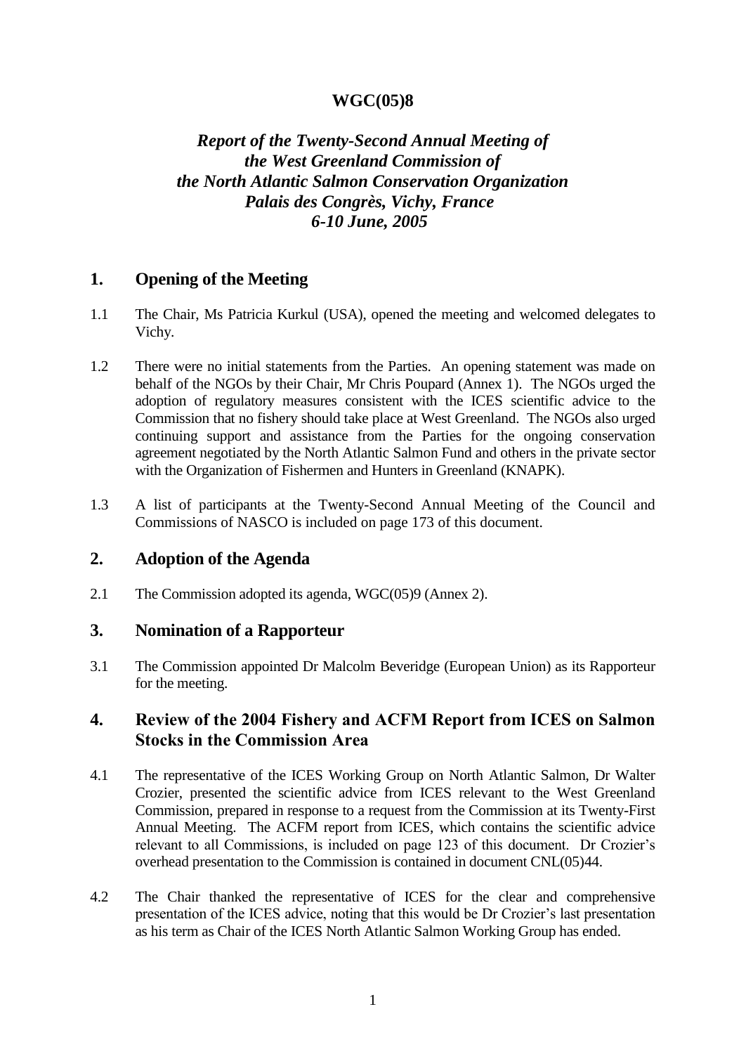**WGC(05)8**

# *Report of the Twenty-Second Annual Meeting of the West Greenland Commission of the North Atlantic Salmon Conservation Organization Palais des Congrès, Vichy, France 6-10 June, 2005*

## 1. Opening of the Meeting

1.1 The Chair, Ms Patricia Kurkul (USA), opened the meeting and welcomed delegates to Vichy.

1.2 There were no initial statements from the Parties. An opening statement was made on behalf of the NGOs by their Chair, Mr Chris Poupard (Annex 1). The NGOs urged the adoption of regulatory measures consistent with the ICES scientific advice to the Commission that no fishery should take place at West Greenland. The NGOs also urged continuing support and assistance from the Parties for the ongoing conservation agreement negotiated by the North Atlantic Salmon Fund and others in the private sector with the Organization of Fishermen and Hunters in Greenland (KNAPK).

1.3 A list of participants at the Twenty-Second Annual Meeting of the Council and Commissions of NASCO is included on page 173 of this document.

## 2. Adoption of the Agenda

2.1 The Commission adopted its agenda, WGC(05)9 (Annex 2).

## 3. Nomination of a Rapporteur

3.1 The Commission appointed Dr Malcolm Beveridge (European Union) as its Rapporteur for the meeting.

## 4. Review of the 2004 Fishery and ACFM Report from ICES on Salmon Stocks in the Commission Area

4.1 The representative of the ICES Working Group on North Atlantic Salmon, Dr Walter Crozier, presented the scientific advice from ICES relevant to the West Greenland Commission, prepared in response to a request from the Commission at its Twenty-First Annual Meeting. The ACFM report from ICES, which contains the scientific advice relevant to all Commissions, is included on page 123 of this document. Dr Crozier's overhead presentation to the Commission is contained in document CNL(05)44.

4.2 The Chair thanked the representative of ICES for the clear and comprehensive presentation of the ICES advice, noting that this would be Dr Crozier's last presentation as his term as Chair of the ICES North Atlantic Salmon Working Group has ended.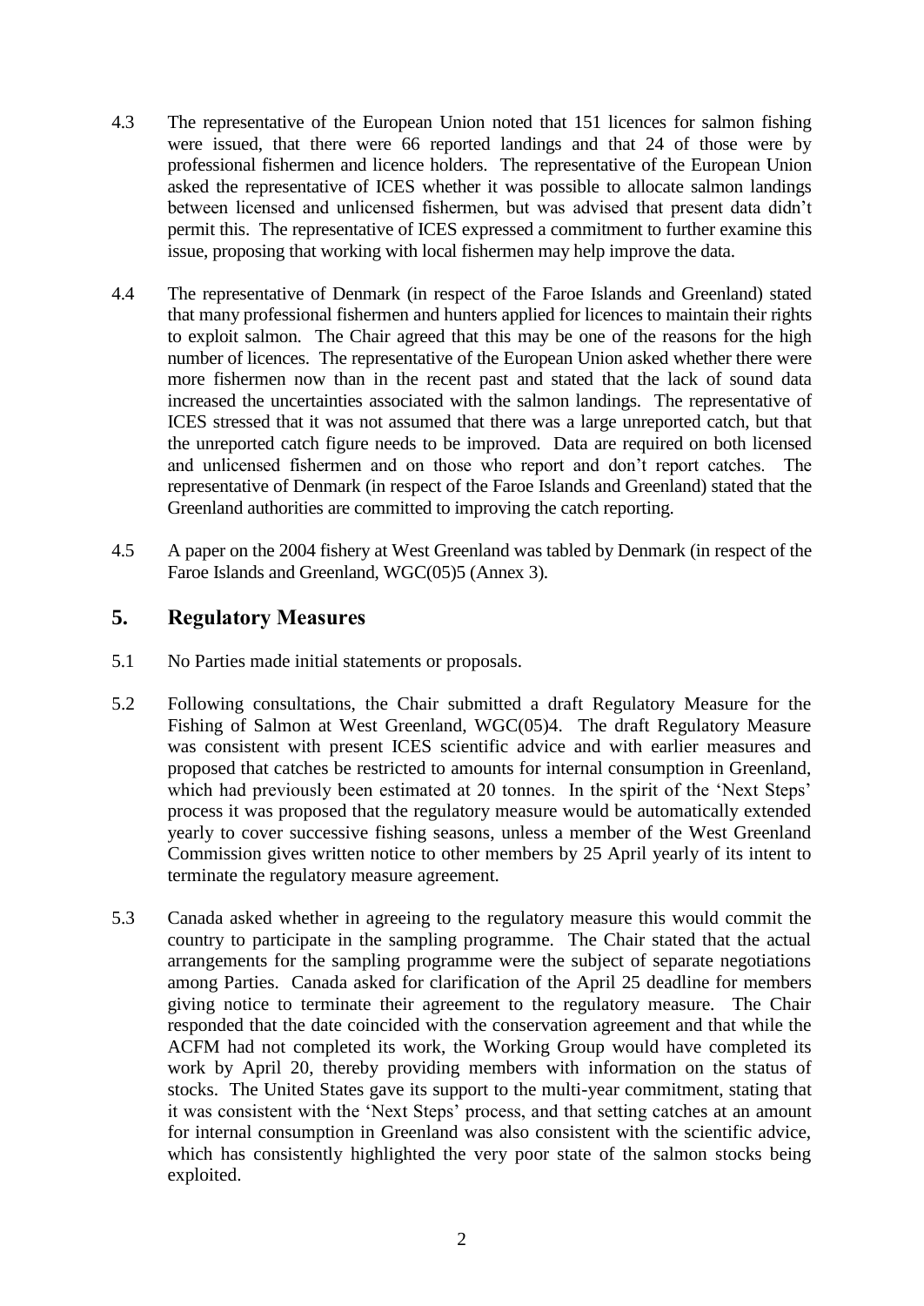4.3 The representative of the European Union noted that 151 licences for salmon fishing were issued, that there were 66 reported landings and that 24 of those were by professional fishermen and licence holders. The representative of the European Union asked the representative of ICES whether it was possible to allocate salmon landings between licensed and unlicensed fishermen, but was advised that present data didn't permit this. The representative of ICES expressed a commitment to further examine this issue, proposing that working with local fishermen may help improve the data.

4.4 The representative of Denmark (in respect of the Faroe Islands and Greenland) stated that many professional fishermen and hunters applied for licences to maintain their rights to exploit salmon. The Chair agreed that this may be one of the reasons for the high number of licences. The representative of the European Union asked whether there were more fishermen now than in the recent past and stated that the lack of sound data increased the uncertainties associated with the salmon landings. The representative of ICES stressed that it was not assumed that there was a large unreported catch, but that the unreported catch figure needs to be improved. Data are required on both licensed and unlicensed fishermen and on those who report and don't report catches. The representative of Denmark (in respect of the Faroe Islands and Greenland) stated that the Greenland authorities are committed to improving the catch reporting.

4.5 A paper on the 2004 fishery at West Greenland was tabled by Denmark (in respect of the Faroe Islands and Greenland, WGC(05)5 (Annex 3).

## 5. Regulatory Measures

5.1 No Parties made initial statements or proposals.

5.2 Following consultations, the Chair submitted a draft Regulatory Measure for the Fishing of Salmon at West Greenland, WGC(05)4. The draft Regulatory Measure was consistent with present ICES scientific advice and with earlier measures and proposed that catches be restricted to amounts for internal consumption in Greenland, which had previously been estimated at 20 tonnes. In the spirit of the 'Next Steps' process it was proposed that the regulatory measure would be automatically extended yearly to cover successive fishing seasons, unless a member of the West Greenland Commission gives written notice to other members by 25 April yearly of its intent to terminate the regulatory measure agreement.

5.3 Canada asked whether in agreeing to the regulatory measure this would commit the country to participate in the sampling programme. The Chair stated that the actual arrangements for the sampling programme were the subject of separate negotiations among Parties. Canada asked for clarification of the April 25 deadline for members giving notice to terminate their agreement to the regulatory measure. The Chair responded that the date coincided with the conservation agreement and that while the ACFM had not completed its work, the Working Group would have completed its work by April 20, thereby providing members with information on the status of stocks. The United States gave its support to the multi-year commitment, stating that it was consistent with the 'Next Steps' process, and that setting catches at an amount for internal consumption in Greenland was also consistent with the scientific advice, which has consistently highlighted the very poor state of the salmon stocks being exploited.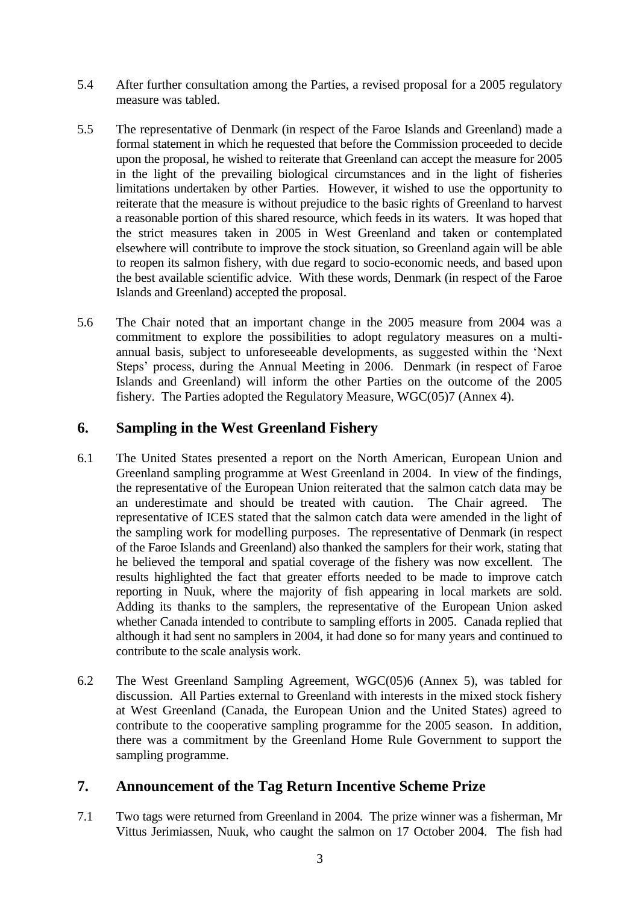5.4 After further consultation among the Parties, a revised proposal for a 2005 regulatory measure was tabled.

5.5 The representative of Denmark (in respect of the Faroe Islands and Greenland) made a formal statement in which he requested that before the Commission proceeded to decide upon the proposal, he wished to reiterate that Greenland can accept the measure for 2005 in the light of the prevailing biological circumstances and in the light of fisheries limitations undertaken by other Parties. However, it wished to use the opportunity to reiterate that the measure is without prejudice to the basic rights of Greenland to harvest a reasonable portion of this shared resource, which feeds in its waters. It was hoped that the strict measures taken in 2005 in West Greenland and taken or contemplated elsewhere will contribute to improve the stock situation, so Greenland again will be able to reopen its salmon fishery, with due regard to socio-economic needs, and based upon the best available scientific advice. With these words, Denmark (in respect of the Faroe Islands and Greenland) accepted the proposal.

5.6 The Chair noted that an important change in the 2005 measure from 2004 was a commitment to explore the possibilities to adopt regulatory measures on a multi-annual basis, subject to unforeseeable developments, as suggested within the 'Next Steps' process, during the Annual Meeting in 2006. Denmark (in respect of Faroe Islands and Greenland) will inform the other Parties on the outcome of the 2005 fishery. The Parties adopted the Regulatory Measure, WGC(05)7 (Annex 4).

## 6. Sampling in the West Greenland Fishery

6.1 The United States presented a report on the North American, European Union and Greenland sampling programme at West Greenland in 2004. In view of the findings, the representative of the European Union reiterated that the salmon catch data may be an underestimate and should be treated with caution. The Chair agreed. The representative of ICES stated that the salmon catch data were amended in the light of the sampling work for modelling purposes. The representative of Denmark (in respect of the Faroe Islands and Greenland) also thanked the samplers for their work, stating that he believed the temporal and spatial coverage of the fishery was now excellent. The results highlighted the fact that greater efforts needed to be made to improve catch reporting in Nuuk, where the majority of fish appearing in local markets are sold. Adding its thanks to the samplers, the representative of the European Union asked whether Canada intended to contribute to sampling efforts in 2005. Canada replied that although it had sent no samplers in 2004, it had done so for many years and continued to contribute to the scale analysis work.

6.2 The West Greenland Sampling Agreement, WGC(05)6 (Annex 5), was tabled for discussion. All Parties external to Greenland with interests in the mixed stock fishery at West Greenland (Canada, the European Union and the United States) agreed to contribute to the cooperative sampling programme for the 2005 season. In addition, there was a commitment by the Greenland Home Rule Government to support the sampling programme.

## 7. Announcement of the Tag Return Incentive Scheme Prize

7.1 Two tags were returned from Greenland in 2004. The prize winner was a fisherman, Mr Vittus Jerimiassen, Nuuk, who caught the salmon on 17 October 2004. The fish had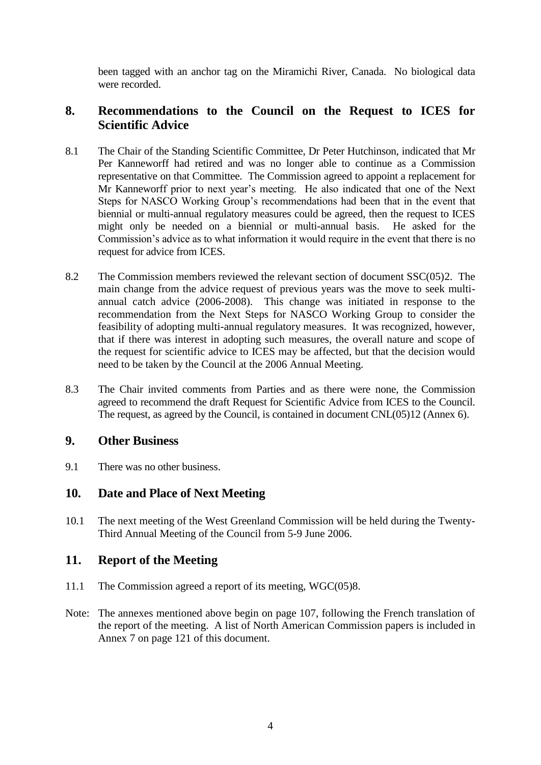been tagged with an anchor tag on the Miramichi River, Canada. No biological data were recorded.

## 8. Recommendations to the Council on the Request to ICES for Scientific Advice

8.1 The Chair of the Standing Scientific Committee, Dr Peter Hutchinson, indicated that Mr Per Kanneworff had retired and was no longer able to continue as a Commission representative on that Committee. The Commission agreed to appoint a replacement for Mr Kanneworff prior to next year's meeting. He also indicated that one of the Next Steps for NASCO Working Group's recommendations had been that in the event that biennial or multi-annual regulatory measures could be agreed, then the request to ICES might only be needed on a biennial or multi-annual basis. He asked for the Commission's advice as to what information it would require in the event that there is no request for advice from ICES.

8.2 The Commission members reviewed the relevant section of document SSC(05)2. The main change from the advice request of previous years was the move to seek multi-annual catch advice (2006-2008). This change was initiated in response to the recommendation from the Next Steps for NASCO Working Group to consider the feasibility of adopting multi-annual regulatory measures. It was recognized, however, that if there was interest in adopting such measures, the overall nature and scope of the request for scientific advice to ICES may be affected, but that the decision would need to be taken by the Council at the 2006 Annual Meeting.

8.3 The Chair invited comments from Parties and as there were none, the Commission agreed to recommend the draft Request for Scientific Advice from ICES to the Council. The request, as agreed by the Council, is contained in document CNL(05)12 (Annex 6).

## 9. Other Business

9.1 There was no other business.

## 10. Date and Place of Next Meeting

10.1 The next meeting of the West Greenland Commission will be held during the Twenty-Third Annual Meeting of the Council from 5-9 June 2006.

## 11. Report of the Meeting

11.1 The Commission agreed a report of its meeting, WGC(05)8.

Note: The annexes mentioned above begin on page 107, following the French translation of the report of the meeting. A list of North American Commission papers is included in Annex 7 on page 121 of this document.